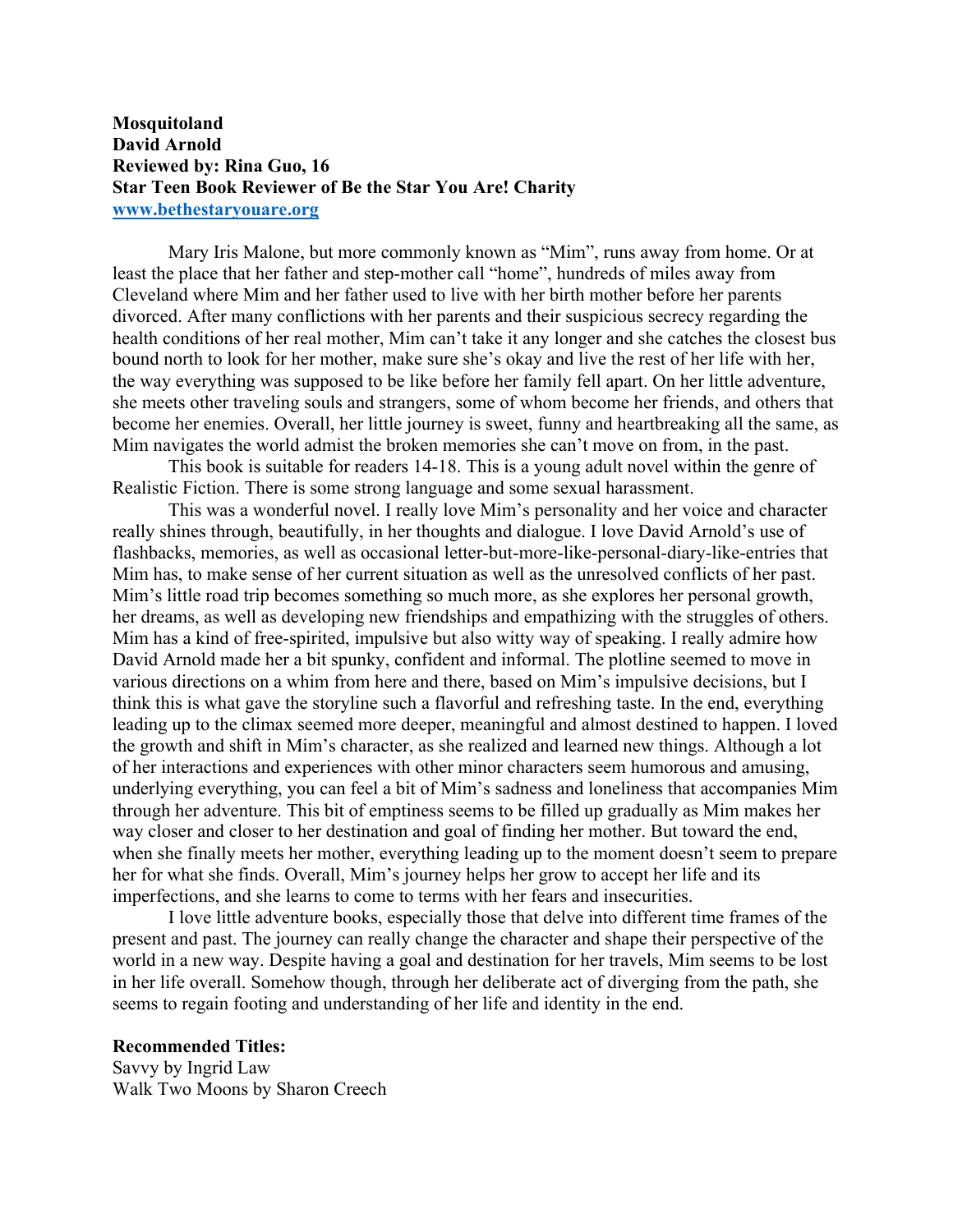**Mosquitoland**
**David Arnold**
**Reviewed by: Rina Guo, 16**
**Star Teen Book Reviewer of Be the Star You Are! Charity**
**[www.bethestaryouare.org](http://www.bethestaryouare.org)**

Mary Iris Malone, but more commonly known as "Mim", runs away from home. Or at least the place that her father and step-mother call "home", hundreds of miles away from Cleveland where Mim and her father used to live with her birth mother before her parents divorced. After many conflictions with her parents and their suspicious secrecy regarding the health conditions of her real mother, Mim can't take it any longer and she catches the closest bus bound north to look for her mother, make sure she's okay and live the rest of her life with her, the way everything was supposed to be like before her family fell apart. On her little adventure, she meets other traveling souls and strangers, some of whom become her friends, and others that become her enemies. Overall, her little journey is sweet, funny and heartbreaking all the same, as Mim navigates the world admist the broken memories she can't move on from, in the past.

This book is suitable for readers 14-18. This is a young adult novel within the genre of Realistic Fiction. There is some strong language and some sexual harassment.

This was a wonderful novel. I really love Mim's personality and her voice and character really shines through, beautifully, in her thoughts and dialogue. I love David Arnold's use of flashbacks, memories, as well as occasional letter-but-more-like-personal-diary-like-entries that Mim has, to make sense of her current situation as well as the unresolved conflicts of her past. Mim's little road trip becomes something so much more, as she explores her personal growth, her dreams, as well as developing new friendships and empathizing with the struggles of others. Mim has a kind of free-spirited, impulsive but also witty way of speaking. I really admire how David Arnold made her a bit spunky, confident and informal. The plotline seemed to move in various directions on a whim from here and there, based on Mim's impulsive decisions, but I think this is what gave the storyline such a flavorful and refreshing taste. In the end, everything leading up to the climax seemed more deeper, meaningful and almost destined to happen. I loved the growth and shift in Mim's character, as she realized and learned new things. Although a lot of her interactions and experiences with other minor characters seem humorous and amusing, underlying everything, you can feel a bit of Mim's sadness and loneliness that accompanies Mim through her adventure. This bit of emptiness seems to be filled up gradually as Mim makes her way closer and closer to her destination and goal of finding her mother. But toward the end, when she finally meets her mother, everything leading up to the moment doesn't seem to prepare her for what she finds. Overall, Mim's journey helps her grow to accept her life and its imperfections, and she learns to come to terms with her fears and insecurities.

I love little adventure books, especially those that delve into different time frames of the present and past. The journey can really change the character and shape their perspective of the world in a new way. Despite having a goal and destination for her travels, Mim seems to be lost in her life overall. Somehow though, through her deliberate act of diverging from the path, she seems to regain footing and understanding of her life and identity in the end.

**Recommended Titles:**
Savvy by Ingrid Law
Walk Two Moons by Sharon Creech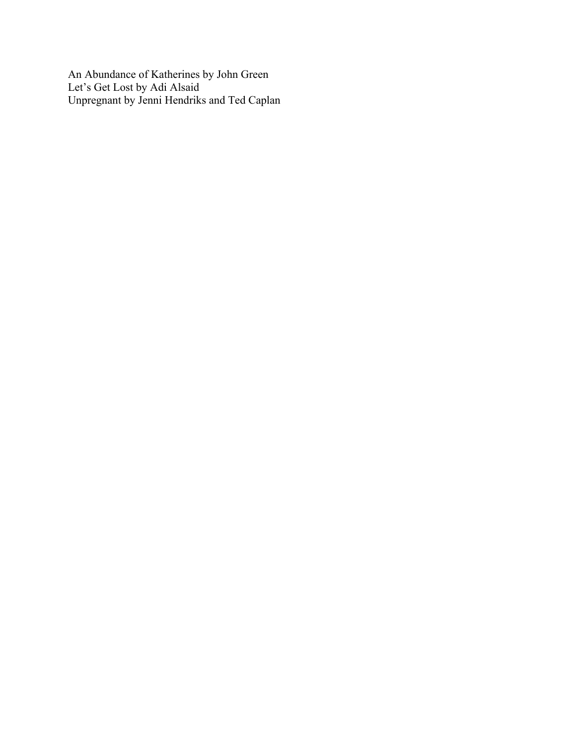An Abundance of Katherines by John Green
Let’s Get Lost by Adi Alsaid
Unpregnant by Jenni Hendriks and Ted Caplan